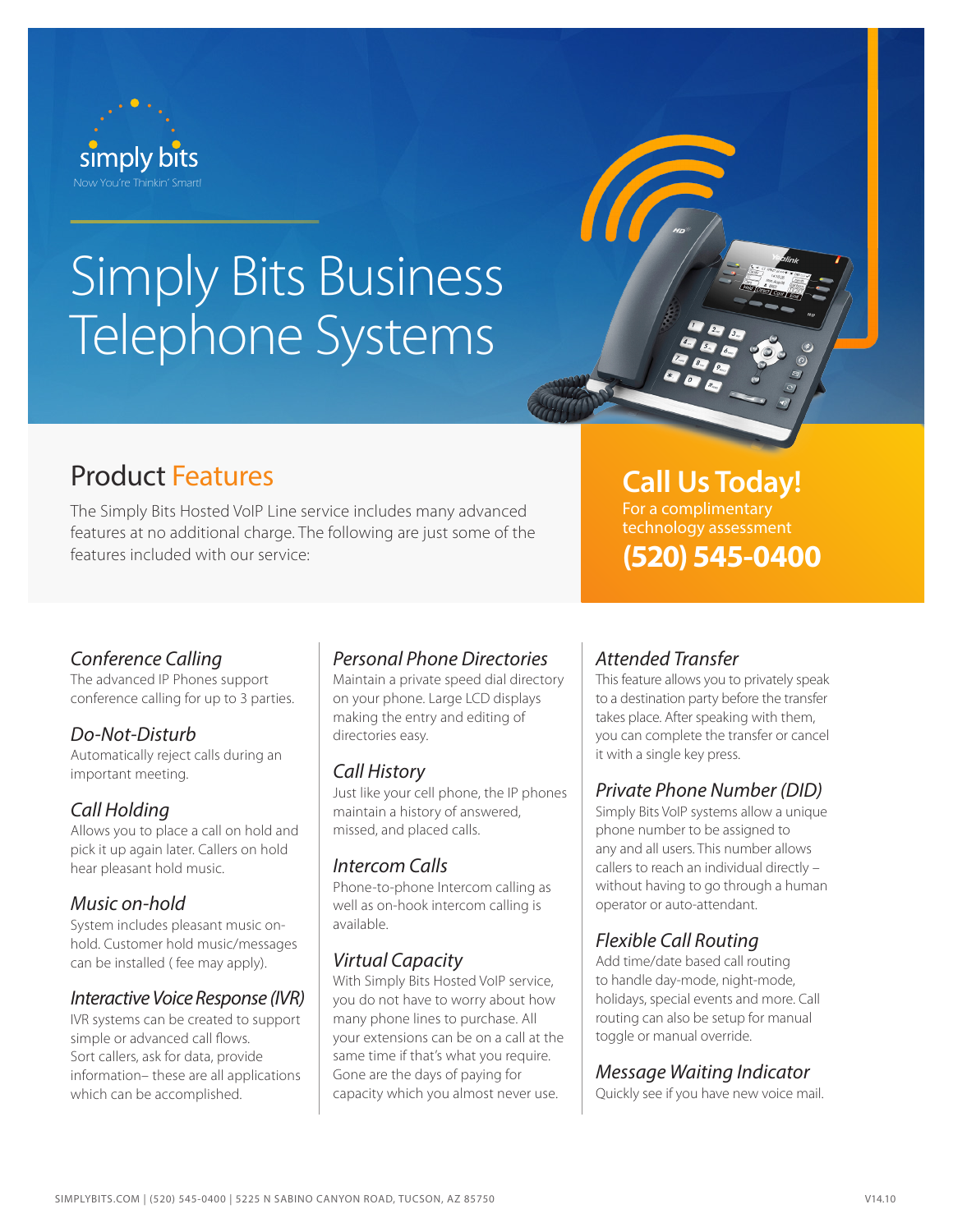simply bits

Now You're Thinkin' Smart!

# Simply Bits Business Telephone Systems

## Product Features

The Simply Bits Hosted VoIP Line service includes many advanced features at no additional charge. The following are just some of the features included with our service:

**Call Us Today!**

For a complimentary technology assessment

**(520) 545-0400**

### *Conference Calling*

The advanced IP Phones support conference calling for up to 3 parties.

### *Do-Not-Disturb*

Automatically reject calls during an important meeting.

### *Call Holding*

Allows you to place a call on hold and pick it up again later. Callers on hold hear pleasant hold music.

### *Music on-hold*

System includes pleasant music on-hold. Customer hold music/messages can be installed ( fee may apply).

### *Interactive Voice Response (IVR)*

IVR systems can be created to support simple or advanced call flows. Sort callers, ask for data, provide information– these are all applications which can be accomplished.

### *Personal Phone Directories*

Maintain a private speed dial directory on your phone. Large LCD displays making the entry and editing of directories easy.

### *Call History*

Just like your cell phone, the IP phones maintain a history of answered, missed, and placed calls.

### *Intercom Calls*

Phone-to-phone Intercom calling as well as on-hook intercom calling is available.

### *Virtual Capacity*

With Simply Bits Hosted VoIP service, you do not have to worry about how many phone lines to purchase. All your extensions can be on a call at the same time if that's what you require. Gone are the days of paying for capacity which you almost never use.

### *Attended Transfer*

This feature allows you to privately speak to a destination party before the transfer takes place. After speaking with them, you can complete the transfer or cancel it with a single key press.

### *Private Phone Number (DID)*

Simply Bits VoIP systems allow a unique phone number to be assigned to any and all users. This number allows callers to reach an individual directly – without having to go through a human operator or auto-attendant.

### *Flexible Call Routing*

Add time/date based call routing to handle day-mode, night-mode, holidays, special events and more. Call routing can also be setup for manual toggle or manual override.

### *Message Waiting Indicator*

Quickly see if you have new voice mail.

SIMPLYBITS.COM | (520) 545-0400 | 5225 N SABINO CANYON ROAD, TUCSON, AZ 85750 V14.10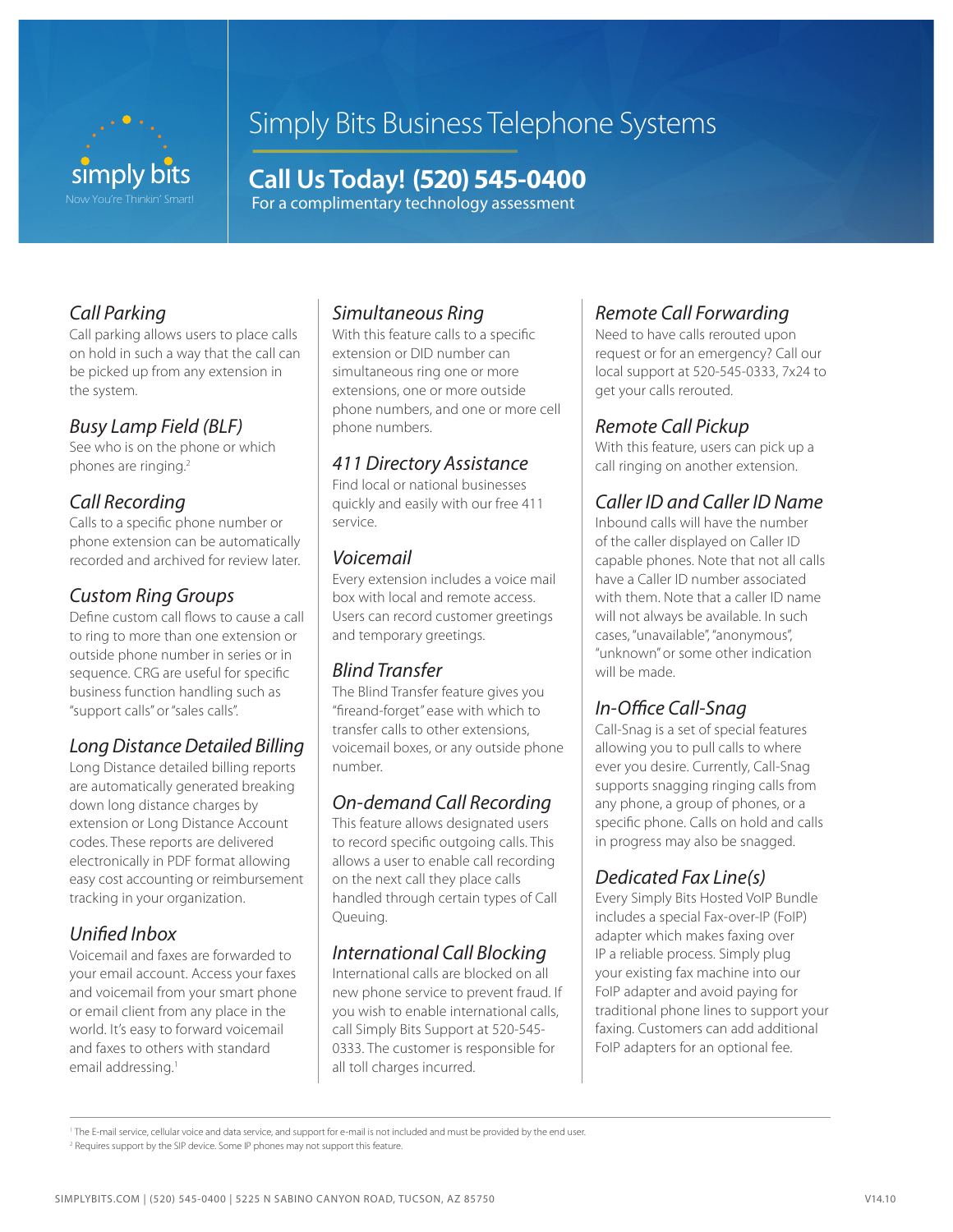simply bits

Now You're Thinkin' Smart!

# Simply Bits Business Telephone Systems

## Call Us Today! (520) 545-0400

For a complimentary technology assessment

### *Call Parking*

Call parking allows users to place calls on hold in such a way that the call can be picked up from any extension in the system.

### *Busy Lamp Field (BLF)*

See who is on the phone or which phones are ringing.[2]

### *Call Recording*

Calls to a specific phone number or phone extension can be automatically recorded and archived for review later.

### *Custom Ring Groups*

Define custom call flows to cause a call to ring to more than one extension or outside phone number in series or in sequence. CRG are useful for specific business function handling such as "support calls" or "sales calls".

### *Long Distance Detailed Billing*

Long Distance detailed billing reports are automatically generated breaking down long distance charges by extension or Long Distance Account codes. These reports are delivered electronically in PDF format allowing easy cost accounting or reimbursement tracking in your organization.

### *Unified Inbox*

Voicemail and faxes are forwarded to your email account. Access your faxes and voicemail from your smart phone or email client from any place in the world. It's easy to forward voicemail and faxes to others with standard email addressing.[1]

### *Simultaneous Ring*

With this feature calls to a specific extension or DID number can simultaneous ring one or more extensions, one or more outside phone numbers, and one or more cell phone numbers.

### *411 Directory Assistance*

Find local or national businesses quickly and easily with our free 411 service.

### *Voicemail*

Every extension includes a voice mail box with local and remote access. Users can record customer greetings and temporary greetings.

### *Blind Transfer*

The Blind Transfer feature gives you "fireand-forget" ease with which to transfer calls to other extensions, voicemail boxes, or any outside phone number.

### *On-demand Call Recording*

This feature allows designated users to record specific outgoing calls. This allows a user to enable call recording on the next call they place calls handled through certain types of Call Queuing.

### *International Call Blocking*

International calls are blocked on all new phone service to prevent fraud. If you wish to enable international calls, call Simply Bits Support at 520-545-0333. The customer is responsible for all toll charges incurred.

### *Remote Call Forwarding*

Need to have calls rerouted upon request or for an emergency? Call our local support at 520-545-0333, 7x24 to get your calls rerouted.

### *Remote Call Pickup*

With this feature, users can pick up a call ringing on another extension.

### *Caller ID and Caller ID Name*

Inbound calls will have the number of the caller displayed on Caller ID capable phones. Note that not all calls have a Caller ID number associated with them. Note that a caller ID name will not always be available. In such cases, "unavailable", "anonymous", "unknown" or some other indication will be made.

### *In-Office Call-Snag*

Call-Snag is a set of special features allowing you to pull calls to where ever you desire. Currently, Call-Snag supports snagging ringing calls from any phone, a group of phones, or a specific phone. Calls on hold and calls in progress may also be snagged.

### *Dedicated Fax Line(s)*

Every Simply Bits Hosted VoIP Bundle includes a special Fax-over-IP (FoIP) adapter which makes faxing over IP a reliable process. Simply plug your existing fax machine into our FoIP adapter and avoid paying for traditional phone lines to support your faxing. Customers can add additional FoIP adapters for an optional fee.

---

[1] The E-mail service, cellular voice and data service, and support for e-mail is not included and must be provided by the end user.

[2] Requires support by the SIP device. Some IP phones may not support this feature.

SIMPLYBITS.COM | (520) 545-0400 | 5225 N SABINO CANYON ROAD, TUCSON, AZ 85750

V14.10